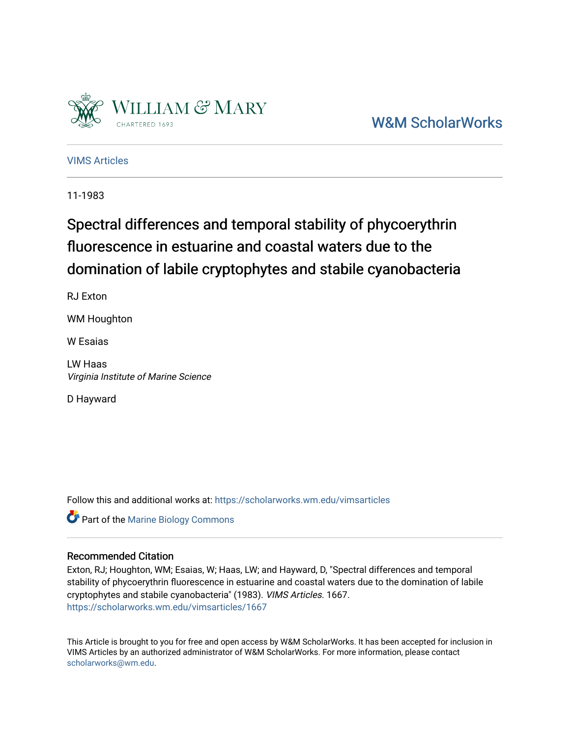W&M ScholarWorks

VIMS Articles

11-1983

# Spectral differences and temporal stability of phycoerythrin fluorescence in estuarine and coastal waters due to the domination of labile cryptophytes and stabile cyanobacteria

RJ Exton

WM Houghton

W Esaias

LW Haas
*Virginia Institute of Marine Science*

D Hayward

Follow this and additional works at: https://scholarworks.wm.edu/vimsarticles

Part of the Marine Biology Commons

## Recommended Citation

Exton, RJ; Houghton, WM; Esaias, W; Haas, LW; and Hayward, D, "Spectral differences and temporal stability of phycoerythrin fluorescence in estuarine and coastal waters due to the domination of labile cryptophytes and stabile cyanobacteria" (1983). *VIMS Articles*. 1667.
https://scholarworks.wm.edu/vimsarticles/1667

This Article is brought to you for free and open access by W&M ScholarWorks. It has been accepted for inclusion in VIMS Articles by an authorized administrator of W&M ScholarWorks. For more information, please contact scholarworks@wm.edu.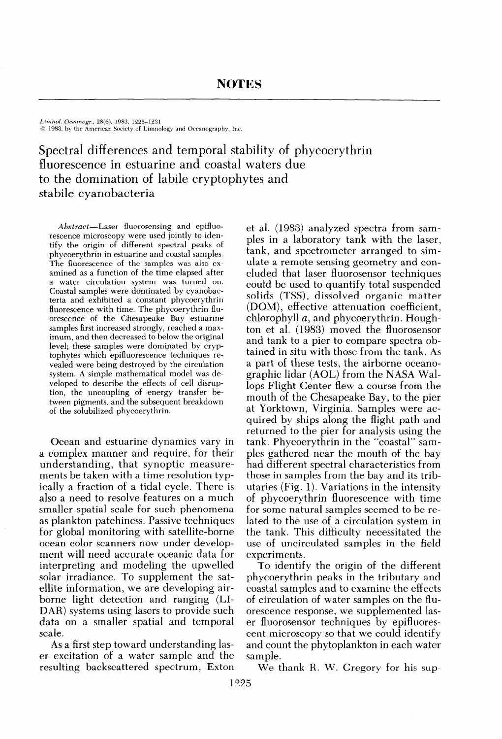# NOTES

Limnol. Oceanogr., 28(6), 1983, 1225–1231
© 1983, by the American Society of Limnology and Oceanography, Inc.

## Spectral differences and temporal stability of phycoerythrin fluorescence in estuarine and coastal waters due to the domination of labile cryptophytes and stabile cyanobacteria

*Abstract*—Laser fluorosensing and epifluorescence microscopy were used jointly to identify the origin of different spectral peaks of phycoerythrin in estuarine and coastal samples. The fluorescence of the samples was also examined as a function of the time elapsed after a water circulation system was turned on. Coastal samples were dominated by cyanobacteria and exhibited a constant phycoerythrin fluorescence with time. The phycoerythrin fluorescence of the Chesapeake Bay estuarine samples first increased strongly, reached a maximum, and then decreased to below the original level; these samples were dominated by cryptophytes which epifluorescence techniques revealed were being destroyed by the circulation system. A simple mathematical model was developed to describe the effects of cell disruption, the uncoupling of energy transfer between pigments, and the subsequent breakdown of the solubilized phycoerythrin.

Ocean and estuarine dynamics vary in a complex manner and require, for their understanding, that synoptic measurements be taken with a time resolution typically a fraction of a tidal cycle. There is also a need to resolve features on a much smaller spatial scale for such phenomena as plankton patchiness. Passive techniques for global monitoring with satellite-borne ocean color scanners now under development will need accurate oceanic data for interpreting and modeling the upwelled solar irradiance. To supplement the satellite information, we are developing airborne light detection and ranging (LIDAR) systems using lasers to provide such data on a smaller spatial and temporal scale.

As a first step toward understanding laser excitation of a water sample and the resulting backscattered spectrum, Exton et al. (1983) analyzed spectra from samples in a laboratory tank with the laser, tank, and spectrometer arranged to simulate a remote sensing geometry and concluded that laser fluorosensor techniques could be used to quantify total suspended solids (TSS), dissolved organic matter (DOM), effective attenuation coefficient, chlorophyll *a*, and phycoerythrin. Houghton et al. (1983) moved the fluorosensor and tank to a pier to compare spectra obtained in situ with those from the tank. As a part of these tests, the airborne oceanographic lidar (AOL) from the NASA Wallops Flight Center flew a course from the mouth of the Chesapeake Bay, to the pier at Yorktown, Virginia. Samples were acquired by ships along the flight path and returned to the pier for analysis using the tank. Phycoerythrin in the "coastal" samples gathered near the mouth of the bay had different spectral characteristics from those in samples from the bay and its tributaries (Fig. 1). Variations in the intensity of phycoerythrin fluorescence with time for some natural samples seemed to be related to the use of a circulation system in the tank. This difficulty necessitated the use of uncirculated samples in the field experiments.

To identify the origin of the different phycoerythrin peaks in the tributary and coastal samples and to examine the effects of circulation of water samples on the fluorescence response, we supplemented laser fluorosensor techniques by epifluorescent microscopy so that we could identify and count the phytoplankton in each water sample.

We thank R. W. Gregory for his sup-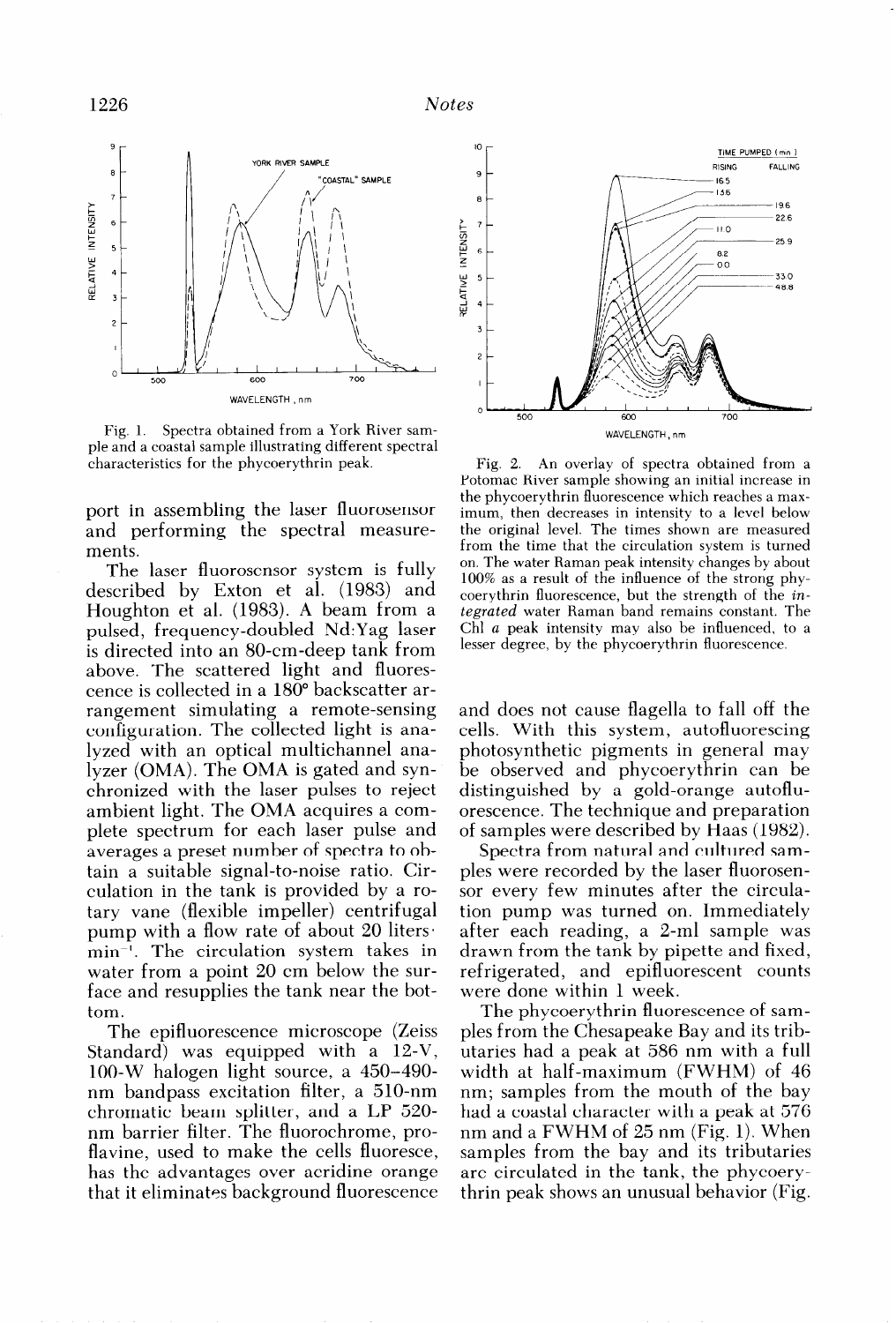Fig. 1. Spectra obtained from a York River sample and a coastal sample illustrating different spectral characteristics for the phycoerythrin peak.

Fig. 2. An overlay of spectra obtained from a Potomac River sample showing an initial increase in the phycoerythrin fluorescence which reaches a maximum, then decreases in intensity to a level below the original level. The times shown are measured from the time that the circulation system is turned on. The water Raman peak intensity changes by about 100% as a result of the influence of the strong phycoerythrin fluorescence, but the strength of the *integrated* water Raman band remains constant. The Chl *a* peak intensity may also be influenced, to a lesser degree, by the phycoerythrin fluorescence.

port in assembling the laser fluorosensor and performing the spectral measurements.

The laser fluorosensor system is fully described by Exton et al. (1983) and Houghton et al. (1983). A beam from a pulsed, frequency-doubled Nd:Yag laser is directed into an 80-cm-deep tank from above. The scattered light and fluorescence is collected in a 180° backscatter arrangement simulating a remote-sensing configuration. The collected light is analyzed with an optical multichannel analyzer (OMA). The OMA is gated and synchronized with the laser pulses to reject ambient light. The OMA acquires a complete spectrum for each laser pulse and averages a preset number of spectra to obtain a suitable signal-to-noise ratio. Circulation in the tank is provided by a rotary vane (flexible impeller) centrifugal pump with a flow rate of about 20 liters·$min^{-1}$. The circulation system takes in water from a point 20 cm below the surface and resupplies the tank near the bottom.

The epifluorescence microscope (Zeiss Standard) was equipped with a 12-V, 100-W halogen light source, a 450–490-nm bandpass excitation filter, a 510-nm chromatic beam splitter, and a LP 520-nm barrier filter. The fluorochrome, proflavine, used to make the cells fluoresce, has the advantages over acridine orange that it eliminates background fluorescence and does not cause flagella to fall off the cells. With this system, autofluorescing photosynthetic pigments in general may be observed and phycoerythrin can be distinguished by a gold-orange autofluorescence. The technique and preparation of samples were described by Haas (1982).

Spectra from natural and cultured samples were recorded by the laser fluorosensor every few minutes after the circulation pump was turned on. Immediately after each reading, a 2-ml sample was drawn from the tank by pipette and fixed, refrigerated, and epifluorescent counts were done within 1 week.

The phycoerythrin fluorescence of samples from the Chesapeake Bay and its tributaries had a peak at 586 nm with a full width at half-maximum (FWHM) of 46 nm; samples from the mouth of the bay had a coastal character with a peak at 576 nm and a FWHM of 25 nm (Fig. 1). When samples from the bay and its tributaries are circulated in the tank, the phycoerythrin peak shows an unusual behavior (Fig.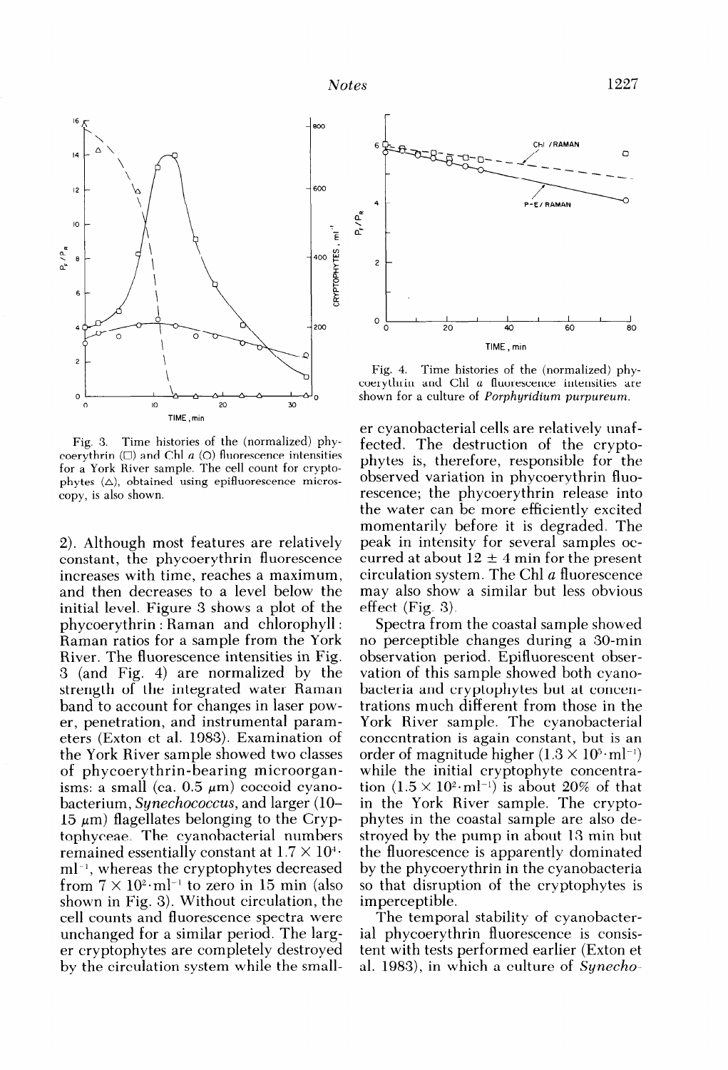Fig. 3. Time histories of the (normalized) phycoerythrin (□) and Chl *a* (○) fluorescence intensities for a York River sample. The cell count for cryptophytes (△), obtained using epifluorescence microscopy, is also shown.

Fig. 4. Time histories of the (normalized) phycoerythrin and Chl *a* fluorescence intensities are shown for a culture of *Porphyridium purpureum*.

2). Although most features are relatively constant, the phycoerythrin fluorescence increases with time, reaches a maximum, and then decreases to a level below the initial level. Figure 3 shows a plot of the phycoerythrin : Raman and chlorophyll : Raman ratios for a sample from the York River. The fluorescence intensities in Fig. 3 (and Fig. 4) are normalized by the strength of the integrated water Raman band to account for changes in laser power, penetration, and instrumental parameters (Exton et al. 1983). Examination of the York River sample showed two classes of phycoerythrin-bearing microorganisms: a small (ca. 0.5 $\mu$m) coccoid cyanobacterium, *Synechococcus*, and larger (10–15 $\mu$m) flagellates belonging to the Cryptophyceae. The cyanobacterial numbers remained essentially constant at $1.7 \times 10^4 \cdot ml^{-1}$, whereas the cryptophytes decreased from $7 \times 10^2 \cdot ml^{-1}$ to zero in 15 min (also shown in Fig. 3). Without circulation, the cell counts and fluorescence spectra were unchanged for a similar period. The larger cryptophytes are completely destroyed by the circulation system while the smaller cyanobacterial cells are relatively unaffected. The destruction of the cryptophytes is, therefore, responsible for the observed variation in phycoerythrin fluorescence; the phycoerythrin release into the water can be more efficiently excited momentarily before it is degraded. The peak in intensity for several samples occurred at about 12 ± 4 min for the present circulation system. The Chl *a* fluorescence may also show a similar but less obvious effect (Fig. 3).

Spectra from the coastal sample showed no perceptible changes during a 30-min observation period. Epifluorescent observation of this sample showed both cyanobacteria and cryptophytes but at concentrations much different from those in the York River sample. The cyanobacterial concentration is again constant, but is an order of magnitude higher ($1.3 \times 10^5 \cdot ml^{-1}$) while the initial cryptophyte concentration ($1.5 \times 10^2 \cdot ml^{-1}$) is about 20% of that in the York River sample. The cryptophytes in the coastal sample are also destroyed by the pump in about 13 min but the fluorescence is apparently dominated by the phycoerythrin in the cyanobacteria so that disruption of the cryptophytes is imperceptible.

The temporal stability of cyanobacterial phycoerythrin fluorescence is consistent with tests performed earlier (Exton et al. 1983), in which a culture of *Synecho-*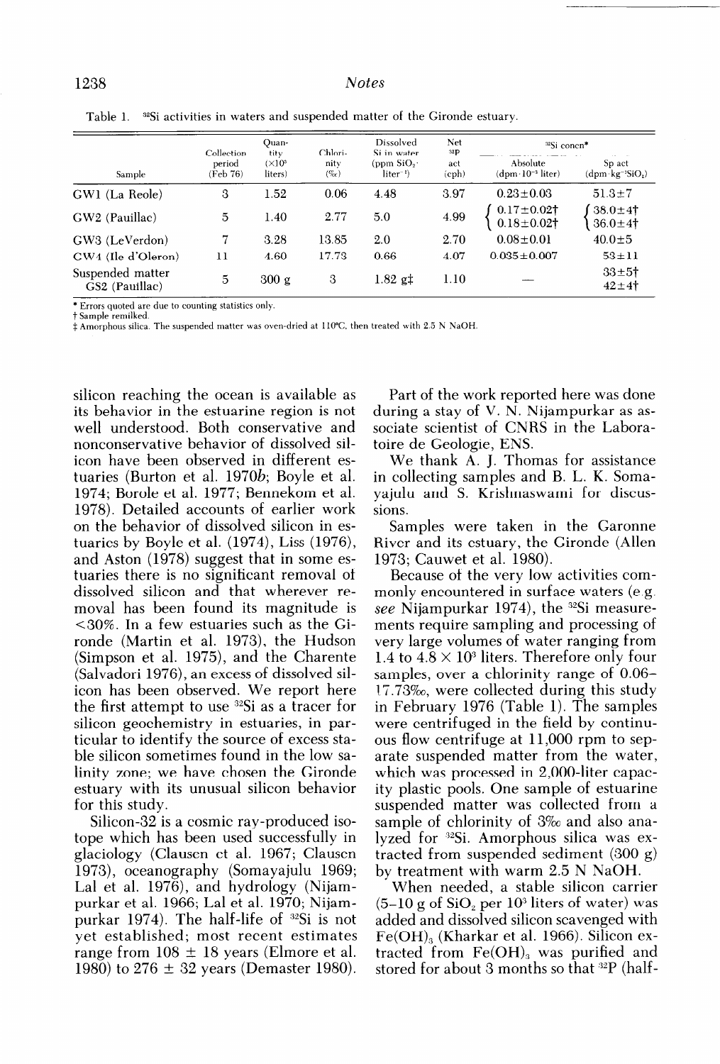Table 1. $^{32}Si$ activities in waters and suspended matter of the Gironde estuary.

| Sample | Collection period (Feb 76) | Quantity ($\times 10^3$ liters) | Chlorinity (‰) | Dissolved Si in water (ppm $SiO_2$ · liter$^{-1}$) | Net $^{32}P$ act (cph) | $^{32}Si$ concn* Absolute (dpm · $10^{-3}$ liter) | $^{32}Si$ concn* Sp act (dpm · kg$^{-1}SiO_2$) |
|---|---|---|---|---|---|---|---|
| GW1 (La Reole) | 3 | 1.52 | 0.06 | 4.48 | 3.97 | 0.23±0.03 | 51.3±7 |
| GW2 (Pauillac) | 5 | 1.40 | 2.77 | 5.0 | 4.99 | 0.17±0.02† / 0.18±0.02† | 38.0±4† / 36.0±4† |
| GW3 (LeVerdon) | 7 | 3.28 | 13.85 | 2.0 | 2.70 | 0.08±0.01 | 40.0±5 |
| GW4 (Ile d'Oleron) | 11 | 4.60 | 17.73 | 0.66 | 4.07 | 0.035±0.007 | 53±11 |
| Suspended matter GS2 (Pauillac) | 5 | 300 g | 3 | 1.82 g‡ | 1.10 | — | 33±5† / 42±4† |

\* Errors quoted are due to counting statistics only.
† Sample remilked.
‡ Amorphous silica. The suspended matter was oven-dried at 110°C, then treated with 2.5 N NaOH.

silicon reaching the ocean is available as its behavior in the estuarine region is not well understood. Both conservative and nonconservative behavior of dissolved silicon have been observed in different estuaries (Burton et al. 1970*b*; Boyle et al. 1974; Borole et al. 1977; Bennekom et al. 1978). Detailed accounts of earlier work on the behavior of dissolved silicon in estuaries by Boyle et al. (1974), Liss (1976), and Aston (1978) suggest that in some estuaries there is no significant removal of dissolved silicon and that wherever removal has been found its magnitude is <30%. In a few estuaries such as the Gironde (Martin et al. 1973), the Hudson (Simpson et al. 1975), and the Charente (Salvadori 1976), an excess of dissolved silicon has been observed. We report here the first attempt to use $^{32}Si$ as a tracer for silicon geochemistry in estuaries, in particular to identify the source of excess stable silicon sometimes found in the low salinity zone; we have chosen the Gironde estuary with its unusual silicon behavior for this study.

Silicon-32 is a cosmic ray-produced isotope which has been used successfully in glaciology (Clausen et al. 1967; Clausen 1973), oceanography (Somayajulu 1969; Lal et al. 1976), and hydrology (Nijampurkar et al. 1966; Lal et al. 1970; Nijampurkar 1974). The half-life of $^{32}Si$ is not yet established; most recent estimates range from 108 ± 18 years (Elmore et al. 1980) to 276 ± 32 years (Demaster 1980).

Part of the work reported here was done during a stay of V. N. Nijampurkar as associate scientist of CNRS in the Laboratoire de Geologie, ENS.

We thank A. J. Thomas for assistance in collecting samples and B. L. K. Somayajulu and S. Krishnaswami for discussions.

Samples were taken in the Garonne River and its estuary, the Gironde (Allen 1973; Cauwet et al. 1980).

Because of the very low activities commonly encountered in surface waters (e.g. *see* Nijampurkar 1974), the $^{32}Si$ measurements require sampling and processing of very large volumes of water ranging from 1.4 to $4.8 \times 10^3$ liters. Therefore only four samples, over a chlorinity range of 0.06–17.73‰, were collected during this study in February 1976 (Table 1). The samples were centrifuged in the field by continuous flow centrifuge at 11,000 rpm to separate suspended matter from the water, which was processed in 2,000-liter capacity plastic pools. One sample of estuarine suspended matter was collected from a sample of chlorinity of 3‰ and also analyzed for $^{32}Si$. Amorphous silica was extracted from suspended sediment (300 g) by treatment with warm 2.5 N NaOH.

When needed, a stable silicon carrier (5–10 g of $SiO_2$ per $10^3$ liters of water) was added and dissolved silicon scavenged with $Fe(OH)_3$ (Kharkar et al. 1966). Silicon extracted from $Fe(OH)_3$ was purified and stored for about 3 months so that $^{32}P$ (half-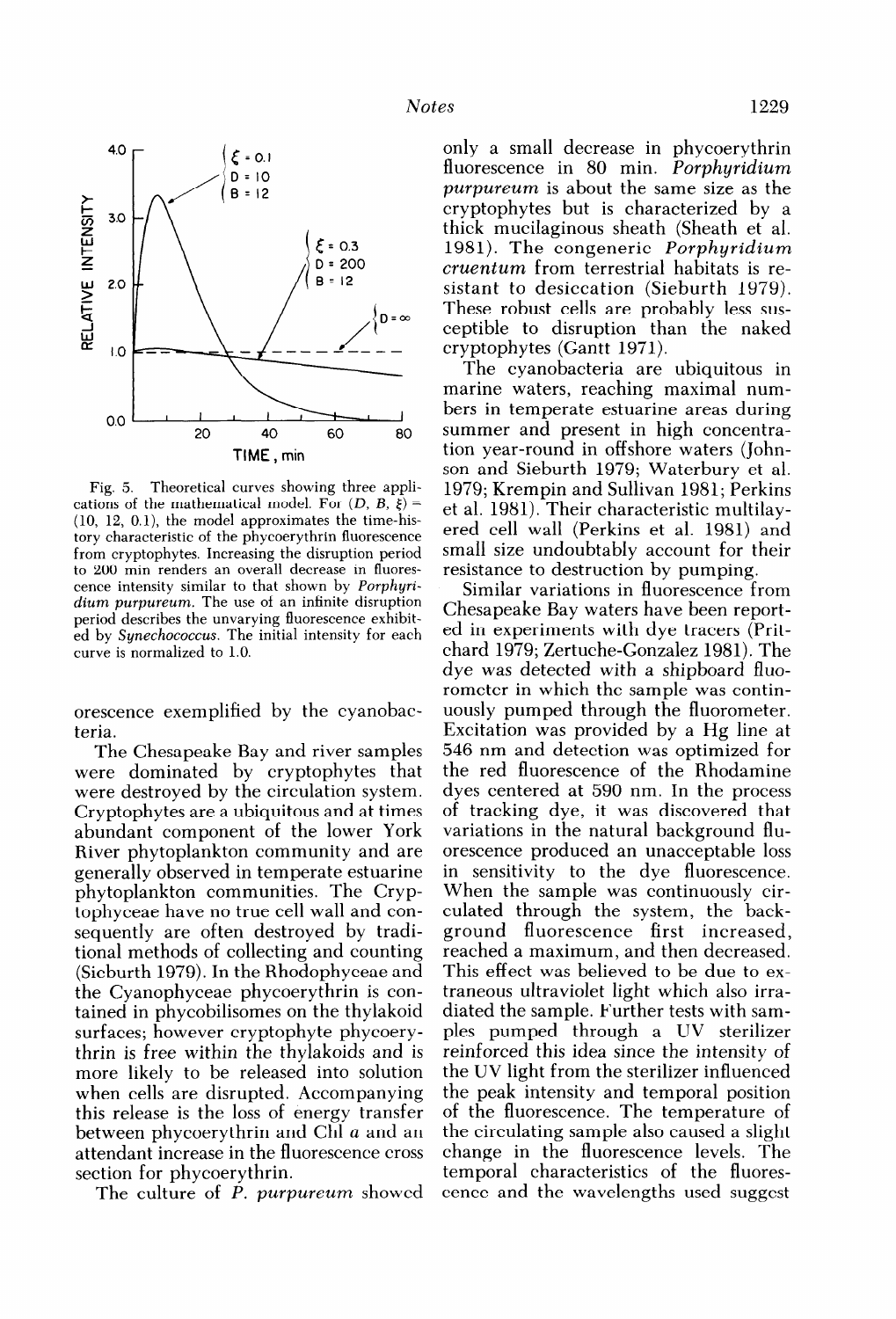Fig. 5. Theoretical curves showing three applications of the mathematical model. For $(D, B, \xi) = (10, 12, 0.1)$, the model approximates the time-history characteristic of the phycoerythrin fluorescence from cryptophytes. Increasing the disruption period to 200 min renders an overall decrease in fluorescence intensity similar to that shown by *Porphyridium purpureum*. The use of an infinite disruption period describes the unvarying fluorescence exhibited by *Synechococcus*. The initial intensity for each curve is normalized to 1.0.

orescence exemplified by the cyanobacteria.

The Chesapeake Bay and river samples were dominated by cryptophytes that were destroyed by the circulation system. Cryptophytes are a ubiquitous and at times abundant component of the lower York River phytoplankton community and are generally observed in temperate estuarine phytoplankton communities. The Cryptophyceae have no true cell wall and consequently are often destroyed by traditional methods of collecting and counting (Sieburth 1979). In the Rhodophyceae and the Cyanophyceae phycoerythrin is contained in phycobilisomes on the thylakoid surfaces; however cryptophyte phycoerythrin is free within the thylakoids and is more likely to be released into solution when cells are disrupted. Accompanying this release is the loss of energy transfer between phycoerythrin and Chl *a* and an attendant increase in the fluorescence cross section for phycoerythrin.

The culture of *P. purpureum* showed only a small decrease in phycoerythrin fluorescence in 80 min. *Porphyridium purpureum* is about the same size as the cryptophytes but is characterized by a thick mucilaginous sheath (Sheath et al. 1981). The congeneric *Porphyridium cruentum* from terrestrial habitats is resistant to desiccation (Sieburth 1979). These robust cells are probably less susceptible to disruption than the naked cryptophytes (Gantt 1971).

The cyanobacteria are ubiquitous in marine waters, reaching maximal numbers in temperate estuarine areas during summer and present in high concentration year-round in offshore waters (Johnson and Sieburth 1979; Waterbury et al. 1979; Krempin and Sullivan 1981; Perkins et al. 1981). Their characteristic multilayered cell wall (Perkins et al. 1981) and small size undoubtably account for their resistance to destruction by pumping.

Similar variations in fluorescence from Chesapeake Bay waters have been reported in experiments with dye tracers (Pritchard 1979; Zertuche-Gonzalez 1981). The dye was detected with a shipboard fluorometer in which the sample was continuously pumped through the fluorometer. Excitation was provided by a Hg line at 546 nm and detection was optimized for the red fluorescence of the Rhodamine dyes centered at 590 nm. In the process of tracking dye, it was discovered that variations in the natural background fluorescence produced an unacceptable loss in sensitivity to the dye fluorescence. When the sample was continuously circulated through the system, the background fluorescence first increased, reached a maximum, and then decreased. This effect was believed to be due to extraneous ultraviolet light which also irradiated the sample. Further tests with samples pumped through a UV sterilizer reinforced this idea since the intensity of the UV light from the sterilizer influenced the peak intensity and temporal position of the fluorescence. The temperature of the circulating sample also caused a slight change in the fluorescence levels. The temporal characteristics of the fluorescence and the wavelengths used suggest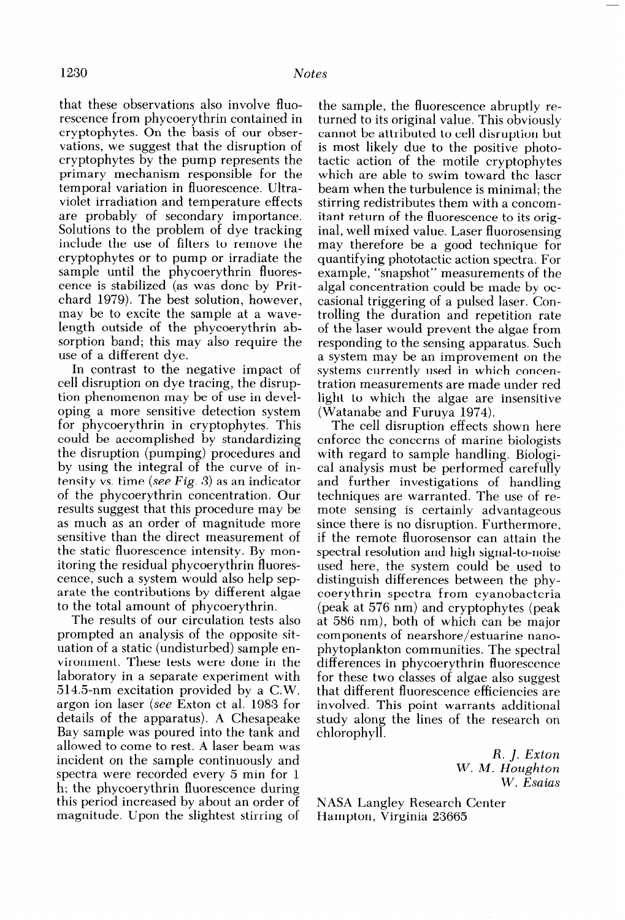that these observations also involve fluorescence from phycoerythrin contained in cryptophytes. On the basis of our observations, we suggest that the disruption of cryptophytes by the pump represents the primary mechanism responsible for the temporal variation in fluorescence. Ultraviolet irradiation and temperature effects are probably of secondary importance. Solutions to the problem of dye tracking include the use of filters to remove the cryptophytes or to pump or irradiate the sample until the phycoerythrin fluorescence is stabilized (as was done by Pritchard 1979). The best solution, however, may be to excite the sample at a wavelength outside of the phycoerythrin absorption band; this may also require the use of a different dye.

In contrast to the negative impact of cell disruption on dye tracing, the disruption phenomenon may be of use in developing a more sensitive detection system for phycoerythrin in cryptophytes. This could be accomplished by standardizing the disruption (pumping) procedures and by using the integral of the curve of intensity vs. time (*see Fig. 3*) as an indicator of the phycoerythrin concentration. Our results suggest that this procedure may be as much as an order of magnitude more sensitive than the direct measurement of the static fluorescence intensity. By monitoring the residual phycoerythrin fluorescence, such a system would also help separate the contributions by different algae to the total amount of phycoerythrin.

The results of our circulation tests also prompted an analysis of the opposite situation of a static (undisturbed) sample environment. These tests were done in the laboratory in a separate experiment with 514.5-nm excitation provided by a C.W. argon ion laser (*see* Exton et al. 1983 for details of the apparatus). A Chesapeake Bay sample was poured into the tank and allowed to come to rest. A laser beam was incident on the sample continuously and spectra were recorded every 5 min for 1 h; the phycoerythrin fluorescence during this period increased by about an order of magnitude. Upon the slightest stirring of the sample, the fluorescence abruptly returned to its original value. This obviously cannot be attributed to cell disruption but is most likely due to the positive phototactic action of the motile cryptophytes which are able to swim toward the laser beam when the turbulence is minimal; the stirring redistributes them with a concomitant return of the fluorescence to its original, well mixed value. Laser fluorosensing may therefore be a good technique for quantifying phototactic action spectra. For example, "snapshot" measurements of the algal concentration could be made by occasional triggering of a pulsed laser. Controlling the duration and repetition rate of the laser would prevent the algae from responding to the sensing apparatus. Such a system may be an improvement on the systems currently used in which concentration measurements are made under red light to which the algae are insensitive (Watanabe and Furuya 1974).

The cell disruption effects shown here enforce the concerns of marine biologists with regard to sample handling. Biological analysis must be performed carefully and further investigations of handling techniques are warranted. The use of remote sensing is certainly advantageous since there is no disruption. Furthermore, if the remote fluorosensor can attain the spectral resolution and high signal-to-noise used here, the system could be used to distinguish differences between the phycoerythrin spectra from cyanobacteria (peak at 576 nm) and cryptophytes (peak at 586 nm), both of which can be major components of nearshore/estuarine nanophytoplankton communities. The spectral differences in phycoerythrin fluorescence for these two classes of algae also suggest that different fluorescence efficiencies are involved. This point warrants additional study along the lines of the research on chlorophyll.

*R. J. Exton*
*W. M. Houghton*
*W. Esaias*

NASA Langley Research Center
Hampton, Virginia 23665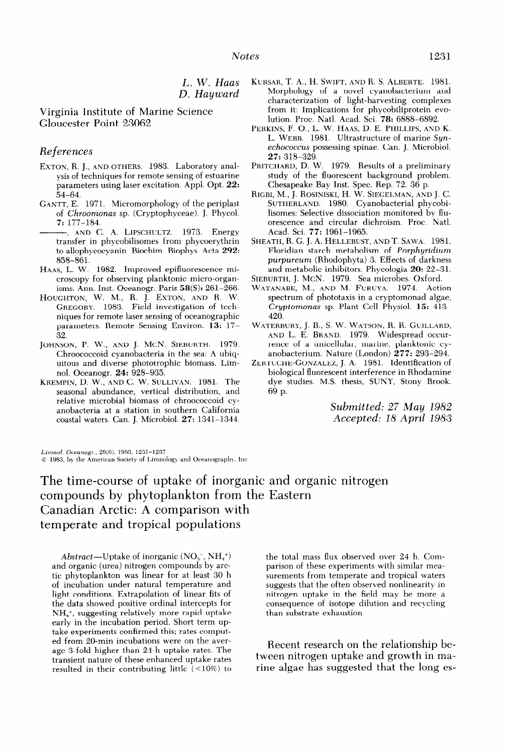*L. W. Haas*
*D. Hayward*

Virginia Institute of Marine Science
Gloucester Point 23062

### References

EXTON, R. J., AND OTHERS. 1983. Laboratory analysis of techniques for remote sensing of estuarine parameters using laser excitation. Appl. Opt. **22:** 54–64.

GANTT, E. 1971. Micromorphology of the periplast of *Chroomonas* sp. (Cryptophyceae). J. Phycol. **7:** 177–184.

———, AND C. A. LIPSCHULTZ. 1973. Energy transfer in phycobilisomes from phycoerythrin to allophycocyanin. Biochim. Biophys. Acta **292:** 858–861.

HAAS, L. W. 1982. Improved epifluorescence microscopy for observing planktonic micro-organisms. Ann. Inst. Oceanogr. Paris **58**(S): 261–266.

HOUGHTON, W. M., R. J. EXTON, AND R. W. GREGORY. 1983. Field investigation of techniques for remote laser sensing of oceanographic parameters. Remote Sensing Environ. **13:** 17–32.

JOHNSON, P. W., AND J. MCN. SIEBURTH. 1979. Chroococcoid cyanobacteria in the sea: A ubiquitous and diverse phototrophic biomass. Limnol. Oceanogr. **24:** 928–935.

KREMPIN, D. W., AND C. W. SULLIVAN. 1981. The seasonal abundance, vertical distribution, and relative microbial biomass of chroococcoid cyanobacteria at a station in southern California coastal waters. Can. J. Microbiol. **27:** 1341–1344.

KURSAR, T. A., H. SWIFT, AND R. S. ALBERTE. 1981. Morphology of a novel cyanobacterium and characterization of light-harvesting complexes from it: Implications for phycobiliprotein evolution. Proc. Natl. Acad. Sci. **78:** 6888–6892.

PERKINS, F. O., L. W. HAAS, D. E. PHILLIPS, AND K. L. WEBB. 1981. Ultrastructure of marine *Synechococcus* possessing spinae. Can. J. Microbiol. **27:** 318–329.

PRITCHARD, D. W. 1979. Results of a preliminary study of the fluorescent background problem. Chesapeake Bay Inst. Spec. Rep. 72. 36 p.

RIGBI, M., J. ROSINISKI, H. W. SIEGELMAN, AND J. C. SUTHERLAND. 1980. Cyanobacterial phycobilisomes: Selective dissociation monitored by fluorescence and circular dichroism. Proc. Natl. Acad. Sci. **77:** 1961–1965.

SHEATH, R. G. J. A. HELLEBUST, AND T. SAWA. 1981. Floridian starch metabolism of *Porphyridium purpureum* (Rhodophyta) 3. Effects of darkness and metabolic inhibitors. Phycologia **20:** 22–31.

SIEBURTH, J. MCN. 1979. Sea microbes. Oxford.

WATANABE, M., AND M. FURUYA. 1974. Action spectrum of phototaxis in a cryptomonad algae, *Cryptomonas* sp. Plant Cell Physiol. **15:** 413–420.

WATERBURY, J. B., S. W. WATSON, R. R. GUILLARD, AND L. E. BRAND. 1979. Widespread occurrence of a unicellular, marine, planktonic cyanobacterium. Nature (London) **277:** 293–294.

ZERTUCHE-GONZALEZ, J. A. 1981. Identification of biological fluorescent interference in Rhodamine dye studies. M.S. thesis, SUNY, Stony Brook. 69 p.

*Submitted: 27 May 1982*
*Accepted: 18 April 1983*

Limnol. Oceanogr., 28(6), 1983, 1231–1237
© 1983, by the American Society of Limnology and Oceanography, Inc.

# The time-course of uptake of inorganic and organic nitrogen compounds by phytoplankton from the Eastern Canadian Arctic: A comparison with temperate and tropical populations

*Abstract*—Uptake of inorganic ($NO_3^-$, $NH_4^+$) and organic (urea) nitrogen compounds by arctic phytoplankton was linear for at least 30 h of incubation under natural temperature and light conditions. Extrapolation of linear fits of the data showed positive ordinal intercepts for $NH_4^+$, suggesting relatively more rapid uptake early in the incubation period. Short term uptake experiments confirmed this; rates computed from 20-min incubations were on the average 3-fold higher than 24-h uptake rates. The transient nature of these enhanced uptake rates resulted in their contributing little (<10%) to the total mass flux observed over 24 h. Comparison of these experiments with similar measurements from temperate and tropical waters suggests that the often observed nonlinearity in nitrogen uptake in the field may be more a consequence of isotope dilution and recycling than substrate exhaustion.

Recent research on the relationship between nitrogen uptake and growth in marine algae has suggested that the long es-